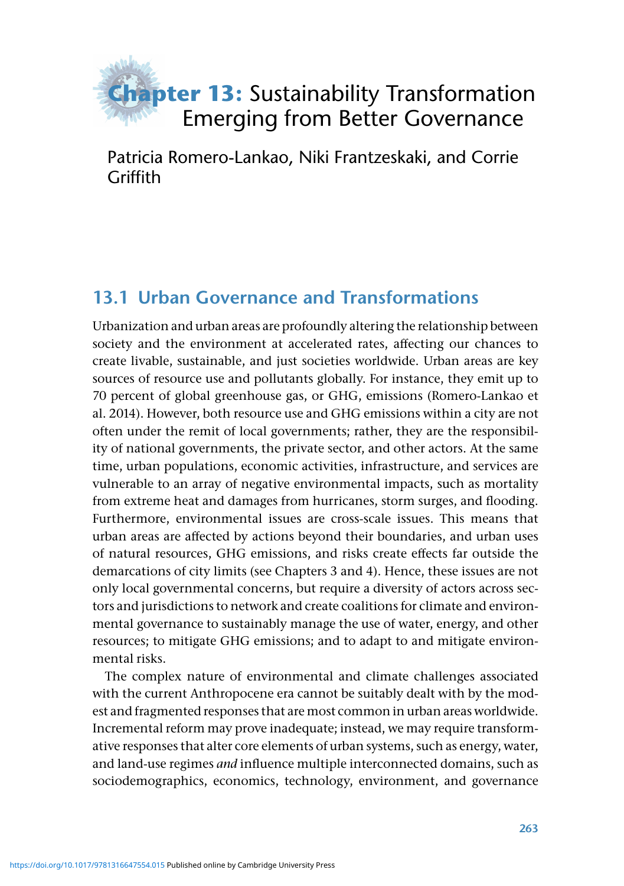# Chapter 13: Sustainability Transformation Emerging from Better Governance

Patricia Romero-Lankao, Niki Frantzeskaki, and Corrie Griffith

## 13.1 Urban Governance and Transformations

Urbanization and urban areas are profoundly altering the relationship between society and the environment at accelerated rates, affecting our chances to create livable, sustainable, and just societies worldwide. Urban areas are key sources of resource use and pollutants globally. For instance, they emit up to 70 percent of global greenhouse gas, or GHG, emissions (Romero-Lankao et al. 2014). However, both resource use and GHG emissions within a city are not often under the remit of local governments; rather, they are the responsibility of national governments, the private sector, and other actors. At the same time, urban populations, economic activities, infrastructure, and services are vulnerable to an array of negative environmental impacts, such as mortality from extreme heat and damages from hurricanes, storm surges, and flooding. Furthermore, environmental issues are cross-scale issues. This means that urban areas are affected by actions beyond their boundaries, and urban uses of natural resources, GHG emissions, and risks create effects far outside the demarcations of city limits (see Chapters 3 and 4). Hence, these issues are not only local governmental concerns, but require a diversity of actors across sectors and jurisdictions to network and create coalitions for climate and environmental governance to sustainably manage the use of water, energy, and other resources; to mitigate GHG emissions; and to adapt to and mitigate environmental risks.

The complex nature of environmental and climate challenges associated with the current Anthropocene era cannot be suitably dealt with by the modest and fragmented responses that are most common in urban areas worldwide. Incremental reform may prove inadequate; instead, we may require transformative responses that alter core elements of urban systems, such as energy, water, and land-use regimes *and* influence multiple interconnected domains, such as sociodemographics, economics, technology, environment, and governance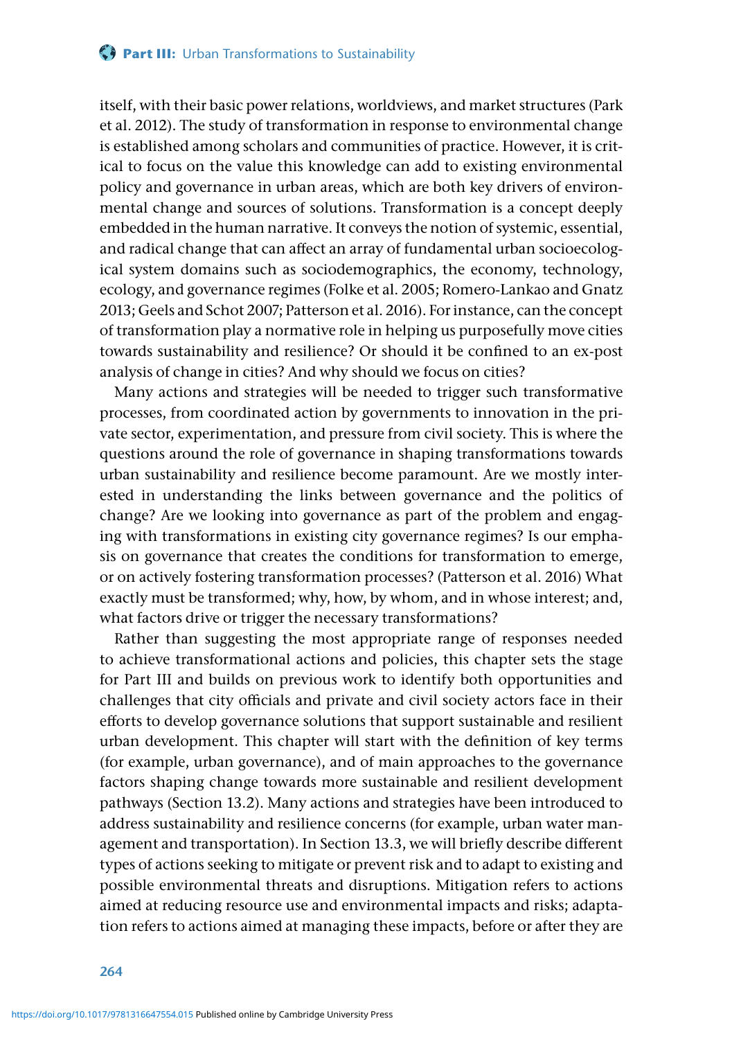itself, with their basic power relations, worldviews, and market structures (Park et al. 2012). The study of transformation in response to environmental change is established among scholars and communities of practice. However, it is critical to focus on the value this knowledge can add to existing environmental policy and governance in urban areas, which are both key drivers of environmental change and sources of solutions. Transformation is a concept deeply embedded in the human narrative. It conveys the notion of systemic, essential, and radical change that can affect an array of fundamental urban socioecological system domains such as sociodemographics, the economy, technology, ecology, and governance regimes (Folke et al. 2005; Romero-Lankao and Gnatz 2013; Geels and Schot 2007; Patterson et al. 2016). For instance, can the concept of transformation play a normative role in helping us purposefully move cities towards sustainability and resilience? Or should it be confined to an ex-post analysis of change in cities? And why should we focus on cities?

Many actions and strategies will be needed to trigger such transformative processes, from coordinated action by governments to innovation in the private sector, experimentation, and pressure from civil society. This is where the questions around the role of governance in shaping transformations towards urban sustainability and resilience become paramount. Are we mostly interested in understanding the links between governance and the politics of change? Are we looking into governance as part of the problem and engaging with transformations in existing city governance regimes? Is our emphasis on governance that creates the conditions for transformation to emerge, or on actively fostering transformation processes? (Patterson et al. 2016) What exactly must be transformed; why, how, by whom, and in whose interest; and, what factors drive or trigger the necessary transformations?

Rather than suggesting the most appropriate range of responses needed to achieve transformational actions and policies, this chapter sets the stage for Part III and builds on previous work to identify both opportunities and challenges that city officials and private and civil society actors face in their efforts to develop governance solutions that support sustainable and resilient urban development. This chapter will start with the definition of key terms (for example, urban governance), and of main approaches to the governance factors shaping change towards more sustainable and resilient development pathways (Section 13.2). Many actions and strategies have been introduced to address sustainability and resilience concerns (for example, urban water management and transportation). In Section 13.3, we will briefly describe different types of actions seeking to mitigate or prevent risk and to adapt to existing and possible environmental threats and disruptions. Mitigation refers to actions aimed at reducing resource use and environmental impacts and risks; adaptation refers to actions aimed at managing these impacts, before or after they are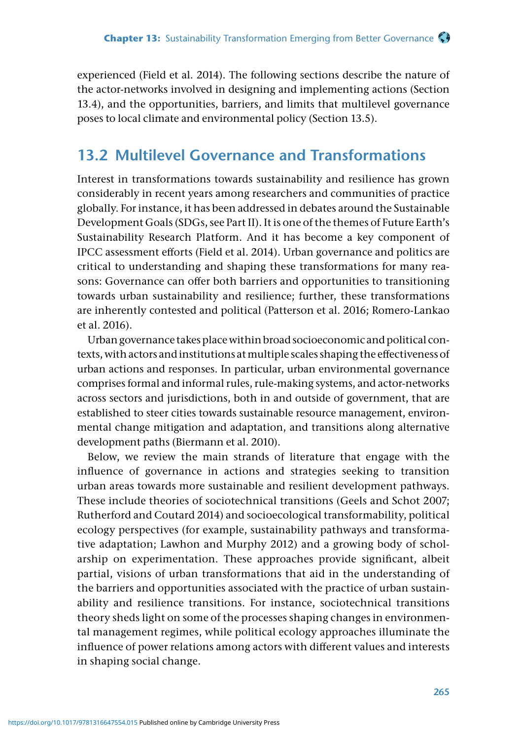experienced (Field et al. 2014). The following sections describe the nature of the actor-networks involved in designing and implementing actions (Section 13.4), and the opportunities, barriers, and limits that multilevel governance poses to local climate and environmental policy (Section 13.5).

## 13.2 Multilevel Governance and Transformations

Interest in transformations towards sustainability and resilience has grown considerably in recent years among researchers and communities of practice globally. For instance, it has been addressed in debates around the Sustainable Development Goals (SDGs, see Part II). It is one of the themes of Future Earth's Sustainability Research Platform. And it has become a key component of IPCC assessment efforts (Field et al. 2014). Urban governance and politics are critical to understanding and shaping these transformations for many reasons: Governance can offer both barriers and opportunities to transitioning towards urban sustainability and resilience; further, these transformations are inherently contested and political (Patterson et al. 2016; Romero-Lankao et al. 2016).

Urban governance takes place within broad socioeconomic and political contexts, with actors and institutions at multiple scales shaping the effectiveness of urban actions and responses. In particular, urban environmental governance comprises formal and informal rules, rule-making systems, and actor-networks across sectors and jurisdictions, both in and outside of government, that are established to steer cities towards sustainable resource management, environmental change mitigation and adaptation, and transitions along alternative development paths (Biermann et al. 2010).

Below, we review the main strands of literature that engage with the influence of governance in actions and strategies seeking to transition urban areas towards more sustainable and resilient development pathways. These include theories of sociotechnical transitions (Geels and Schot 2007; Rutherford and Coutard 2014) and socioecological transformability, political ecology perspectives (for example, sustainability pathways and transformative adaptation; Lawhon and Murphy 2012) and a growing body of scholarship on experimentation. These approaches provide significant, albeit partial, visions of urban transformations that aid in the understanding of the barriers and opportunities associated with the practice of urban sustainability and resilience transitions. For instance, sociotechnical transitions theory sheds light on some of the processes shaping changes in environmental management regimes, while political ecology approaches illuminate the influence of power relations among actors with different values and interests in shaping social change.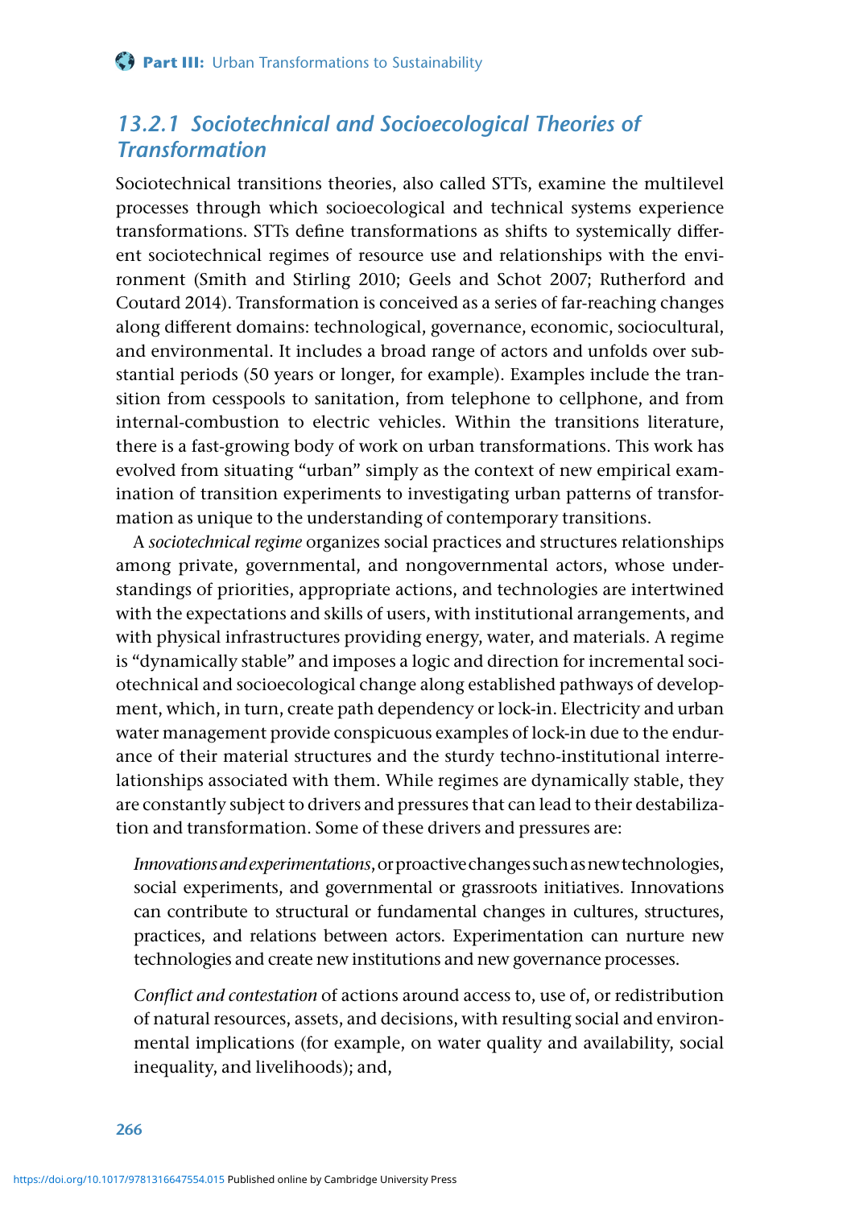### 13.2.1 Sociotechnical and Socioecological Theories of Transformation

Sociotechnical transitions theories, also called STTs, examine the multilevel processes through which socioecological and technical systems experience transformations. STTs define transformations as shifts to systemically different sociotechnical regimes of resource use and relationships with the environment (Smith and Stirling 2010; Geels and Schot 2007; Rutherford and Coutard 2014). Transformation is conceived as a series of far-reaching changes along different domains: technological, governance, economic, sociocultural, and environmental. It includes a broad range of actors and unfolds over substantial periods (50 years or longer, for example). Examples include the transition from cesspools to sanitation, from telephone to cellphone, and from internal-combustion to electric vehicles. Within the transitions literature, there is a fast-growing body of work on urban transformations. This work has evolved from situating "urban" simply as the context of new empirical examination of transition experiments to investigating urban patterns of transformation as unique to the understanding of contemporary transitions.

A *sociotechnical regime* organizes social practices and structures relationships among private, governmental, and nongovernmental actors, whose understandings of priorities, appropriate actions, and technologies are intertwined with the expectations and skills of users, with institutional arrangements, and with physical infrastructures providing energy, water, and materials. A regime is "dynamically stable" and imposes a logic and direction for incremental sociotechnical and socioecological change along established pathways of development, which, in turn, create path dependency or lock-in. Electricity and urban water management provide conspicuous examples of lock-in due to the endurance of their material structures and the sturdy techno-institutional interrelationships associated with them. While regimes are dynamically stable, they are constantly subject to drivers and pressures that can lead to their destabilization and transformation. Some of these drivers and pressures are:

*Innovations and experimentations*, or proactive changes such as new technologies, social experiments, and governmental or grassroots initiatives. Innovations can contribute to structural or fundamental changes in cultures, structures, practices, and relations between actors. Experimentation can nurture new technologies and create new institutions and new governance processes.

*Conflict and contestation* of actions around access to, use of, or redistribution of natural resources, assets, and decisions, with resulting social and environmental implications (for example, on water quality and availability, social inequality, and livelihoods); and,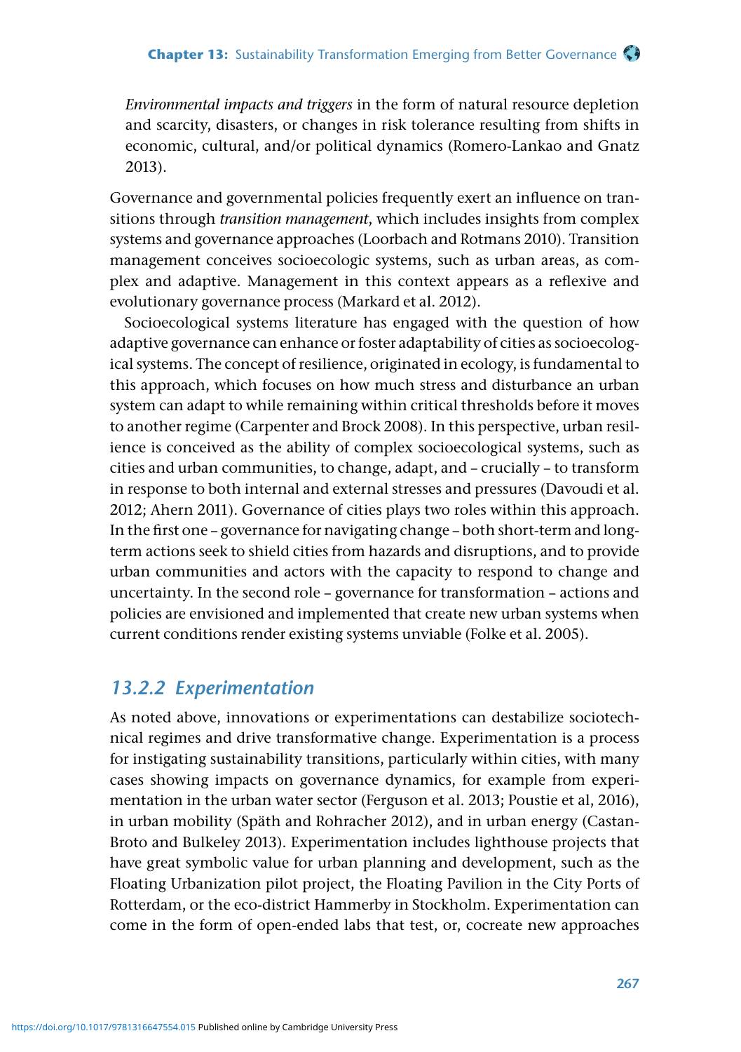*Environmental impacts and triggers* in the form of natural resource depletion and scarcity, disasters, or changes in risk tolerance resulting from shifts in economic, cultural, and/or political dynamics (Romero-Lankao and Gnatz 2013).

Governance and governmental policies frequently exert an influence on transitions through *transition management*, which includes insights from complex systems and governance approaches (Loorbach and Rotmans 2010). Transition management conceives socioecologic systems, such as urban areas, as complex and adaptive. Management in this context appears as a reflexive and evolutionary governance process (Markard et al. 2012).

Socioecological systems literature has engaged with the question of how adaptive governance can enhance or foster adaptability of cities as socioecological systems. The concept of resilience, originated in ecology, is fundamental to this approach, which focuses on how much stress and disturbance an urban system can adapt to while remaining within critical thresholds before it moves to another regime (Carpenter and Brock 2008). In this perspective, urban resilience is conceived as the ability of complex socioecological systems, such as cities and urban communities, to change, adapt, and – crucially – to transform in response to both internal and external stresses and pressures (Davoudi et al. 2012; Ahern 2011). Governance of cities plays two roles within this approach. In the first one – governance for navigating change – both short-term and long-term actions seek to shield cities from hazards and disruptions, and to provide urban communities and actors with the capacity to respond to change and uncertainty. In the second role – governance for transformation – actions and policies are envisioned and implemented that create new urban systems when current conditions render existing systems unviable (Folke et al. 2005).

## *13.2.2 Experimentation*

As noted above, innovations or experimentations can destabilize sociotechnical regimes and drive transformative change. Experimentation is a process for instigating sustainability transitions, particularly within cities, with many cases showing impacts on governance dynamics, for example from experimentation in the urban water sector (Ferguson et al. 2013; Poustie et al, 2016), in urban mobility (Späth and Rohracher 2012), and in urban energy (Castan-Broto and Bulkeley 2013). Experimentation includes lighthouse projects that have great symbolic value for urban planning and development, such as the Floating Urbanization pilot project, the Floating Pavilion in the City Ports of Rotterdam, or the eco-district Hammerby in Stockholm. Experimentation can come in the form of open-ended labs that test, or, cocreate new approaches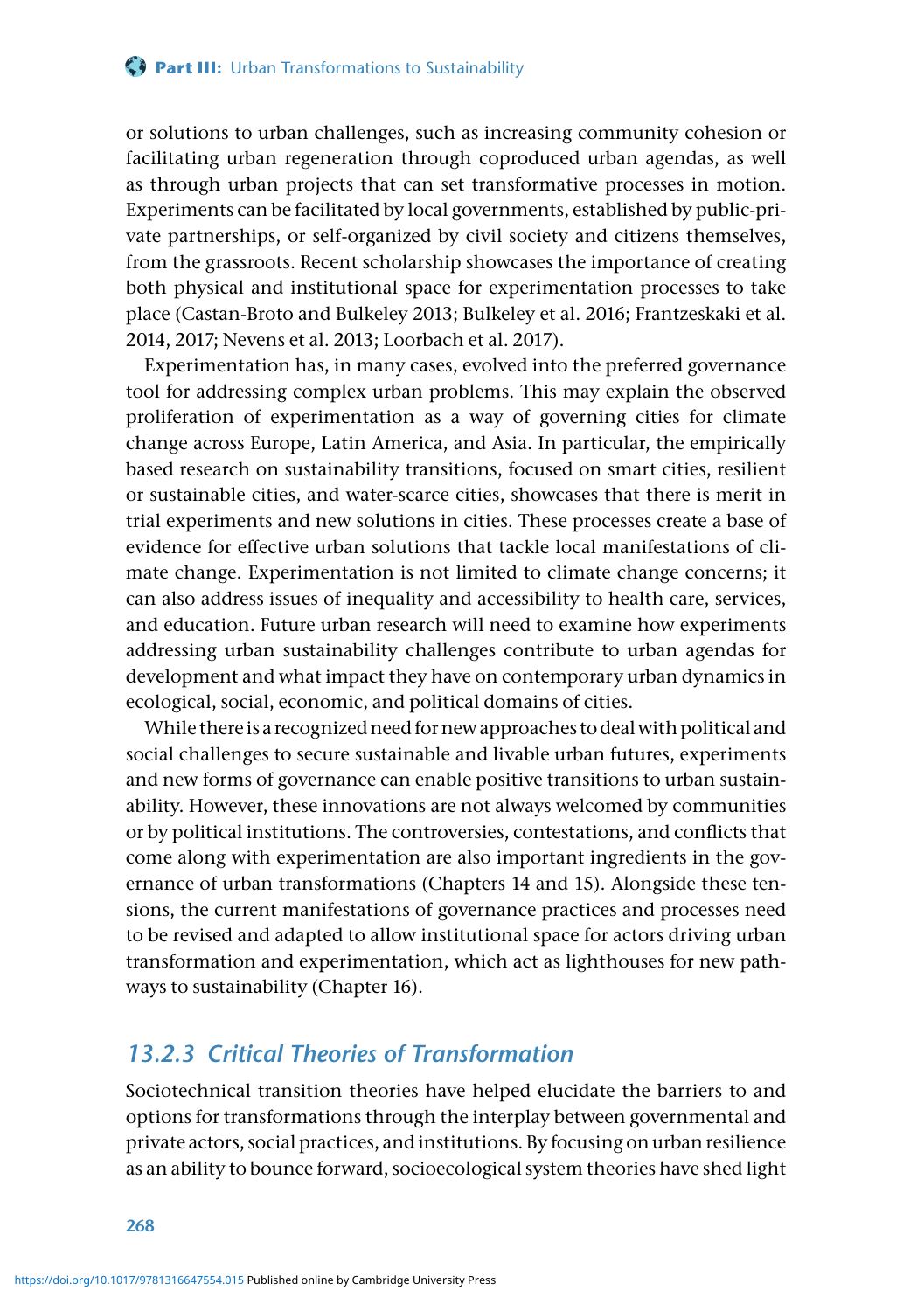or solutions to urban challenges, such as increasing community cohesion or facilitating urban regeneration through coproduced urban agendas, as well as through urban projects that can set transformative processes in motion. Experiments can be facilitated by local governments, established by public-private partnerships, or self-organized by civil society and citizens themselves, from the grassroots. Recent scholarship showcases the importance of creating both physical and institutional space for experimentation processes to take place (Castan-Broto and Bulkeley 2013; Bulkeley et al. 2016; Frantzeskaki et al. 2014, 2017; Nevens et al. 2013; Loorbach et al. 2017).

Experimentation has, in many cases, evolved into the preferred governance tool for addressing complex urban problems. This may explain the observed proliferation of experimentation as a way of governing cities for climate change across Europe, Latin America, and Asia. In particular, the empirically based research on sustainability transitions, focused on smart cities, resilient or sustainable cities, and water-scarce cities, showcases that there is merit in trial experiments and new solutions in cities. These processes create a base of evidence for effective urban solutions that tackle local manifestations of climate change. Experimentation is not limited to climate change concerns; it can also address issues of inequality and accessibility to health care, services, and education. Future urban research will need to examine how experiments addressing urban sustainability challenges contribute to urban agendas for development and what impact they have on contemporary urban dynamics in ecological, social, economic, and political domains of cities.

While there is a recognized need for new approaches to deal with political and social challenges to secure sustainable and livable urban futures, experiments and new forms of governance can enable positive transitions to urban sustainability. However, these innovations are not always welcomed by communities or by political institutions. The controversies, contestations, and conflicts that come along with experimentation are also important ingredients in the governance of urban transformations (Chapters 14 and 15). Alongside these tensions, the current manifestations of governance practices and processes need to be revised and adapted to allow institutional space for actors driving urban transformation and experimentation, which act as lighthouses for new pathways to sustainability (Chapter 16).

### *13.2.3 Critical Theories of Transformation*

Sociotechnical transition theories have helped elucidate the barriers to and options for transformations through the interplay between governmental and private actors, social practices, and institutions. By focusing on urban resilience as an ability to bounce forward, socioecological system theories have shed light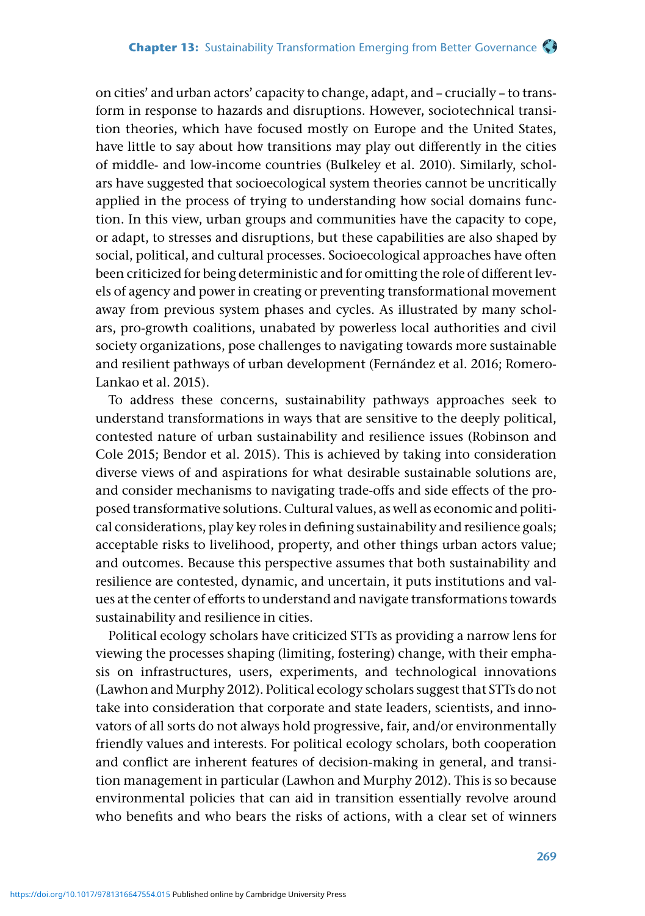on cities' and urban actors' capacity to change, adapt, and – crucially – to transform in response to hazards and disruptions. However, sociotechnical transition theories, which have focused mostly on Europe and the United States, have little to say about how transitions may play out differently in the cities of middle- and low-income countries (Bulkeley et al. 2010). Similarly, scholars have suggested that socioecological system theories cannot be uncritically applied in the process of trying to understanding how social domains function. In this view, urban groups and communities have the capacity to cope, or adapt, to stresses and disruptions, but these capabilities are also shaped by social, political, and cultural processes. Socioecological approaches have often been criticized for being deterministic and for omitting the role of different levels of agency and power in creating or preventing transformational movement away from previous system phases and cycles. As illustrated by many scholars, pro-growth coalitions, unabated by powerless local authorities and civil society organizations, pose challenges to navigating towards more sustainable and resilient pathways of urban development (Fernández et al. 2016; Romero-Lankao et al. 2015).

To address these concerns, sustainability pathways approaches seek to understand transformations in ways that are sensitive to the deeply political, contested nature of urban sustainability and resilience issues (Robinson and Cole 2015; Bendor et al. 2015). This is achieved by taking into consideration diverse views of and aspirations for what desirable sustainable solutions are, and consider mechanisms to navigating trade-offs and side effects of the proposed transformative solutions. Cultural values, as well as economic and political considerations, play key roles in defining sustainability and resilience goals; acceptable risks to livelihood, property, and other things urban actors value; and outcomes. Because this perspective assumes that both sustainability and resilience are contested, dynamic, and uncertain, it puts institutions and values at the center of efforts to understand and navigate transformations towards sustainability and resilience in cities.

Political ecology scholars have criticized STTs as providing a narrow lens for viewing the processes shaping (limiting, fostering) change, with their emphasis on infrastructures, users, experiments, and technological innovations (Lawhon and Murphy 2012). Political ecology scholars suggest that STTs do not take into consideration that corporate and state leaders, scientists, and innovators of all sorts do not always hold progressive, fair, and/or environmentally friendly values and interests. For political ecology scholars, both cooperation and conflict are inherent features of decision-making in general, and transition management in particular (Lawhon and Murphy 2012). This is so because environmental policies that can aid in transition essentially revolve around who benefits and who bears the risks of actions, with a clear set of winners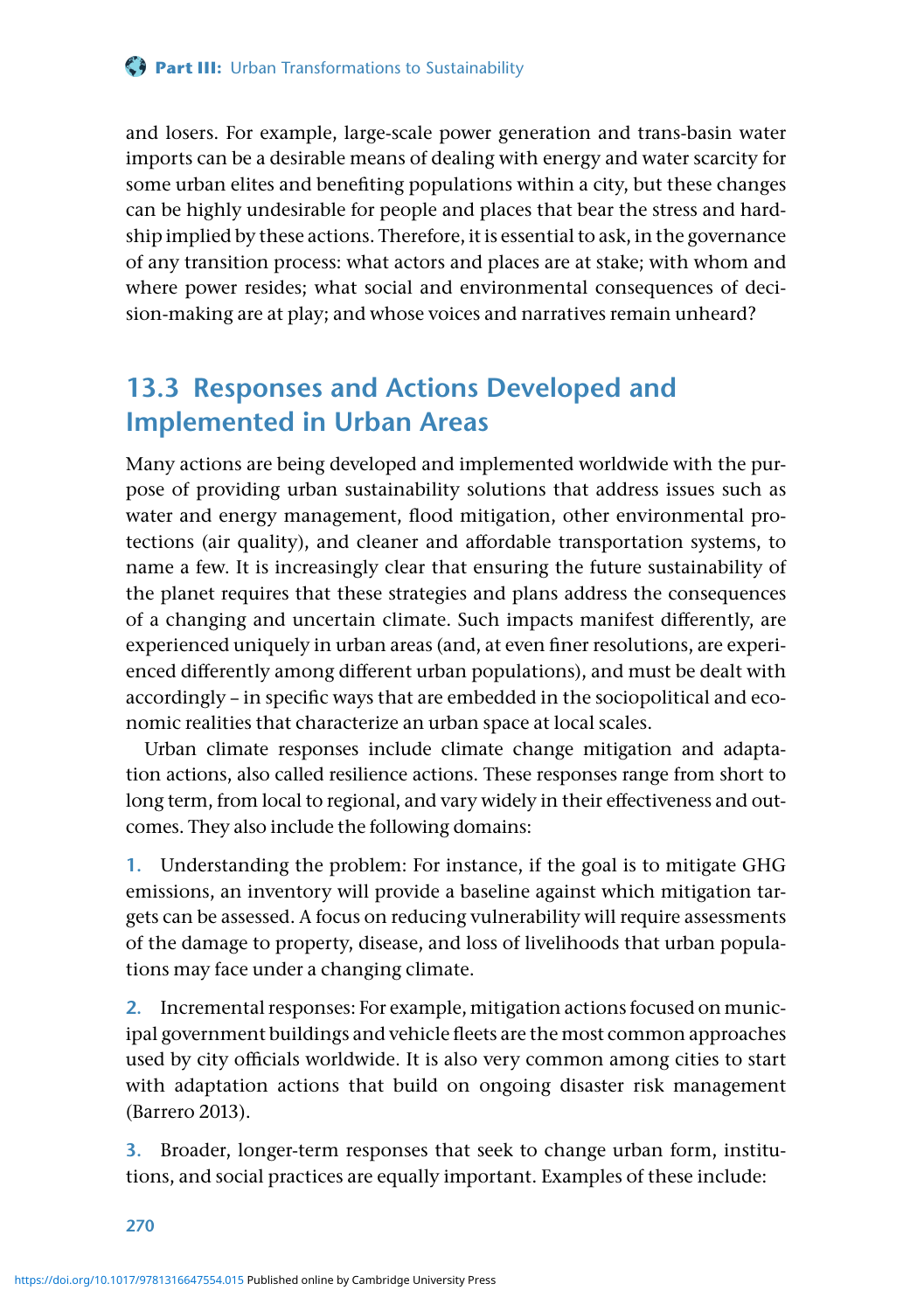and losers. For example, large-scale power generation and trans-basin water imports can be a desirable means of dealing with energy and water scarcity for some urban elites and benefiting populations within a city, but these changes can be highly undesirable for people and places that bear the stress and hardship implied by these actions. Therefore, it is essential to ask, in the governance of any transition process: what actors and places are at stake; with whom and where power resides; what social and environmental consequences of decision-making are at play; and whose voices and narratives remain unheard?

## 13.3 Responses and Actions Developed and Implemented in Urban Areas

Many actions are being developed and implemented worldwide with the purpose of providing urban sustainability solutions that address issues such as water and energy management, flood mitigation, other environmental protections (air quality), and cleaner and affordable transportation systems, to name a few. It is increasingly clear that ensuring the future sustainability of the planet requires that these strategies and plans address the consequences of a changing and uncertain climate. Such impacts manifest differently, are experienced uniquely in urban areas (and, at even finer resolutions, are experienced differently among different urban populations), and must be dealt with accordingly – in specific ways that are embedded in the sociopolitical and economic realities that characterize an urban space at local scales.

Urban climate responses include climate change mitigation and adaptation actions, also called resilience actions. These responses range from short to long term, from local to regional, and vary widely in their effectiveness and outcomes. They also include the following domains:

1. Understanding the problem: For instance, if the goal is to mitigate GHG emissions, an inventory will provide a baseline against which mitigation targets can be assessed. A focus on reducing vulnerability will require assessments of the damage to property, disease, and loss of livelihoods that urban populations may face under a changing climate.

2. Incremental responses: For example, mitigation actions focused on municipal government buildings and vehicle fleets are the most common approaches used by city officials worldwide. It is also very common among cities to start with adaptation actions that build on ongoing disaster risk management (Barrero 2013).

3. Broader, longer-term responses that seek to change urban form, institutions, and social practices are equally important. Examples of these include: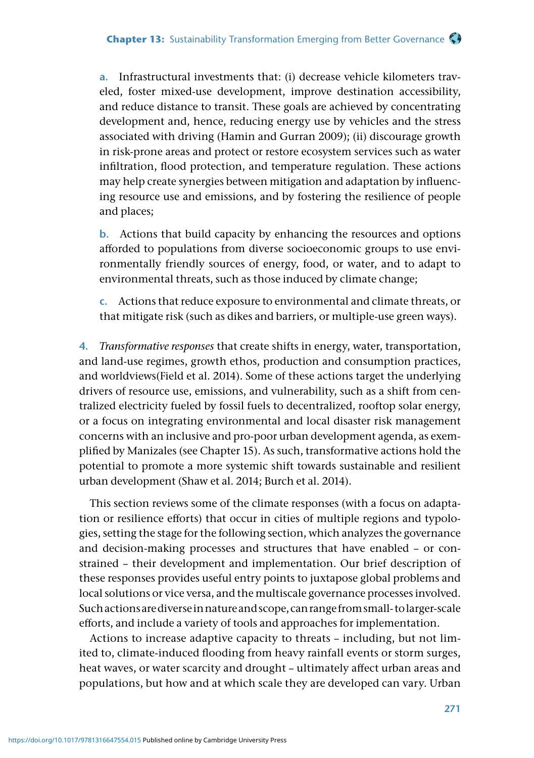a. Infrastructural investments that: (i) decrease vehicle kilometers traveled, foster mixed-use development, improve destination accessibility, and reduce distance to transit. These goals are achieved by concentrating development and, hence, reducing energy use by vehicles and the stress associated with driving (Hamin and Gurran 2009); (ii) discourage growth in risk-prone areas and protect or restore ecosystem services such as water infiltration, flood protection, and temperature regulation. These actions may help create synergies between mitigation and adaptation by influencing resource use and emissions, and by fostering the resilience of people and places;

b. Actions that build capacity by enhancing the resources and options afforded to populations from diverse socioeconomic groups to use environmentally friendly sources of energy, food, or water, and to adapt to environmental threats, such as those induced by climate change;

c. Actions that reduce exposure to environmental and climate threats, or that mitigate risk (such as dikes and barriers, or multiple-use green ways).

4. *Transformative responses* that create shifts in energy, water, transportation, and land-use regimes, growth ethos, production and consumption practices, and worldviews(Field et al. 2014). Some of these actions target the underlying drivers of resource use, emissions, and vulnerability, such as a shift from centralized electricity fueled by fossil fuels to decentralized, rooftop solar energy, or a focus on integrating environmental and local disaster risk management concerns with an inclusive and pro-poor urban development agenda, as exemplified by Manizales (see Chapter 15). As such, transformative actions hold the potential to promote a more systemic shift towards sustainable and resilient urban development (Shaw et al. 2014; Burch et al. 2014).

This section reviews some of the climate responses (with a focus on adaptation or resilience efforts) that occur in cities of multiple regions and typologies, setting the stage for the following section, which analyzes the governance and decision-making processes and structures that have enabled – or constrained – their development and implementation. Our brief description of these responses provides useful entry points to juxtapose global problems and local solutions or vice versa, and the multiscale governance processes involved. Such actions are diverse in nature and scope, can range from small- to larger-scale efforts, and include a variety of tools and approaches for implementation.

Actions to increase adaptive capacity to threats – including, but not limited to, climate-induced flooding from heavy rainfall events or storm surges, heat waves, or water scarcity and drought – ultimately affect urban areas and populations, but how and at which scale they are developed can vary. Urban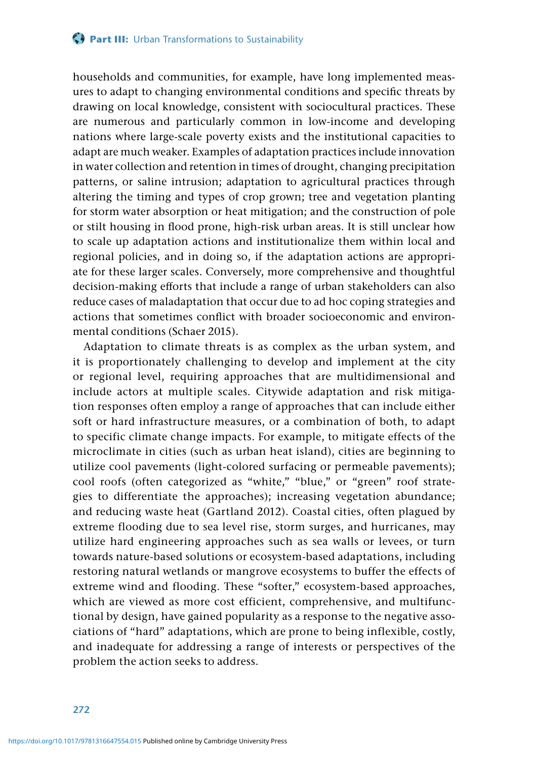households and communities, for example, have long implemented measures to adapt to changing environmental conditions and specific threats by drawing on local knowledge, consistent with sociocultural practices. These are numerous and particularly common in low-income and developing nations where large-scale poverty exists and the institutional capacities to adapt are much weaker. Examples of adaptation practices include innovation in water collection and retention in times of drought, changing precipitation patterns, or saline intrusion; adaptation to agricultural practices through altering the timing and types of crop grown; tree and vegetation planting for storm water absorption or heat mitigation; and the construction of pole or stilt housing in flood prone, high-risk urban areas. It is still unclear how to scale up adaptation actions and institutionalize them within local and regional policies, and in doing so, if the adaptation actions are appropriate for these larger scales. Conversely, more comprehensive and thoughtful decision-making efforts that include a range of urban stakeholders can also reduce cases of maladaptation that occur due to ad hoc coping strategies and actions that sometimes conflict with broader socioeconomic and environmental conditions (Schaer 2015).

Adaptation to climate threats is as complex as the urban system, and it is proportionately challenging to develop and implement at the city or regional level, requiring approaches that are multidimensional and include actors at multiple scales. Citywide adaptation and risk mitigation responses often employ a range of approaches that can include either soft or hard infrastructure measures, or a combination of both, to adapt to specific climate change impacts. For example, to mitigate effects of the microclimate in cities (such as urban heat island), cities are beginning to utilize cool pavements (light-colored surfacing or permeable pavements); cool roofs (often categorized as "white," "blue," or "green" roof strategies to differentiate the approaches); increasing vegetation abundance; and reducing waste heat (Gartland 2012). Coastal cities, often plagued by extreme flooding due to sea level rise, storm surges, and hurricanes, may utilize hard engineering approaches such as sea walls or levees, or turn towards nature-based solutions or ecosystem-based adaptations, including restoring natural wetlands or mangrove ecosystems to buffer the effects of extreme wind and flooding. These "softer," ecosystem-based approaches, which are viewed as more cost efficient, comprehensive, and multifunctional by design, have gained popularity as a response to the negative associations of "hard" adaptations, which are prone to being inflexible, costly, and inadequate for addressing a range of interests or perspectives of the problem the action seeks to address.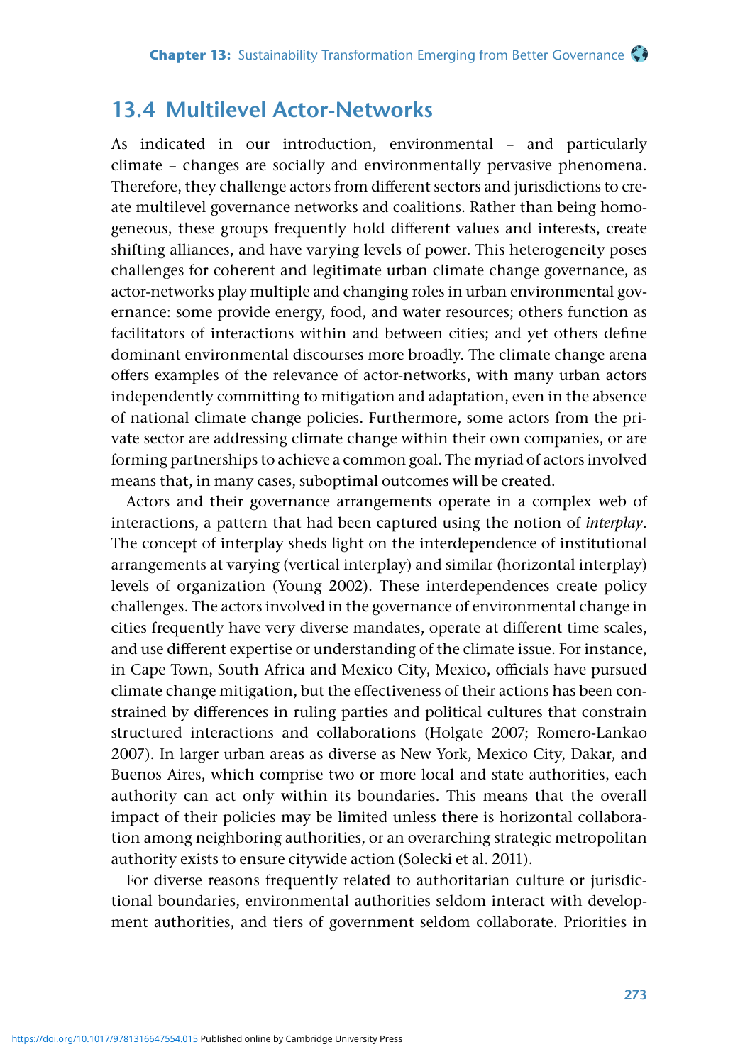## 13.4 Multilevel Actor-Networks

As indicated in our introduction, environmental – and particularly climate – changes are socially and environmentally pervasive phenomena. Therefore, they challenge actors from different sectors and jurisdictions to create multilevel governance networks and coalitions. Rather than being homogeneous, these groups frequently hold different values and interests, create shifting alliances, and have varying levels of power. This heterogeneity poses challenges for coherent and legitimate urban climate change governance, as actor-networks play multiple and changing roles in urban environmental governance: some provide energy, food, and water resources; others function as facilitators of interactions within and between cities; and yet others define dominant environmental discourses more broadly. The climate change arena offers examples of the relevance of actor-networks, with many urban actors independently committing to mitigation and adaptation, even in the absence of national climate change policies. Furthermore, some actors from the private sector are addressing climate change within their own companies, or are forming partnerships to achieve a common goal. The myriad of actors involved means that, in many cases, suboptimal outcomes will be created.

Actors and their governance arrangements operate in a complex web of interactions, a pattern that had been captured using the notion of *interplay*. The concept of interplay sheds light on the interdependence of institutional arrangements at varying (vertical interplay) and similar (horizontal interplay) levels of organization (Young 2002). These interdependences create policy challenges. The actors involved in the governance of environmental change in cities frequently have very diverse mandates, operate at different time scales, and use different expertise or understanding of the climate issue. For instance, in Cape Town, South Africa and Mexico City, Mexico, officials have pursued climate change mitigation, but the effectiveness of their actions has been constrained by differences in ruling parties and political cultures that constrain structured interactions and collaborations (Holgate 2007; Romero-Lankao 2007). In larger urban areas as diverse as New York, Mexico City, Dakar, and Buenos Aires, which comprise two or more local and state authorities, each authority can act only within its boundaries. This means that the overall impact of their policies may be limited unless there is horizontal collaboration among neighboring authorities, or an overarching strategic metropolitan authority exists to ensure citywide action (Solecki et al. 2011).

For diverse reasons frequently related to authoritarian culture or jurisdictional boundaries, environmental authorities seldom interact with development authorities, and tiers of government seldom collaborate. Priorities in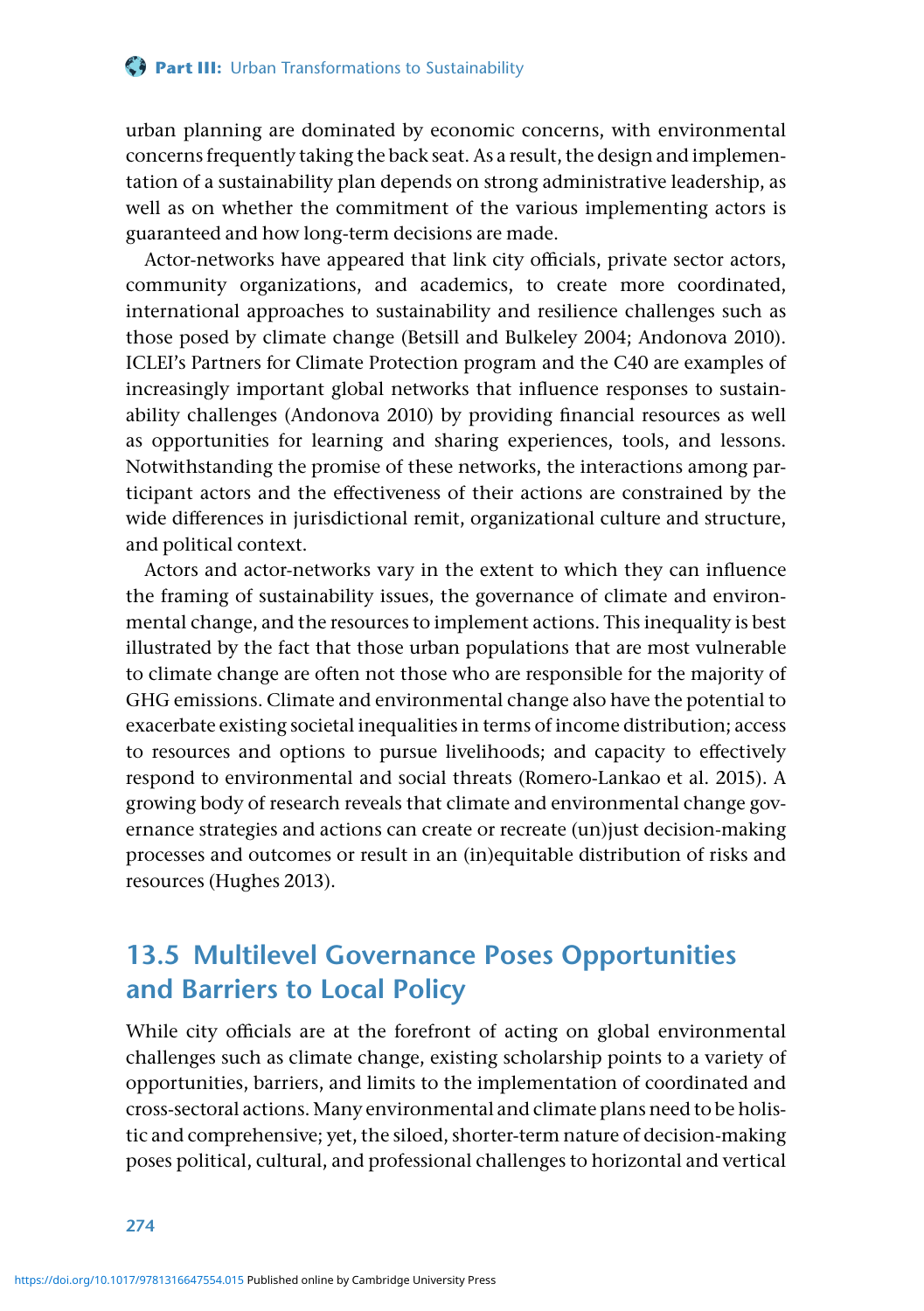urban planning are dominated by economic concerns, with environmental concerns frequently taking the back seat. As a result, the design and implementation of a sustainability plan depends on strong administrative leadership, as well as on whether the commitment of the various implementing actors is guaranteed and how long-term decisions are made.

Actor-networks have appeared that link city officials, private sector actors, community organizations, and academics, to create more coordinated, international approaches to sustainability and resilience challenges such as those posed by climate change (Betsill and Bulkeley 2004; Andonova 2010). ICLEI's Partners for Climate Protection program and the C40 are examples of increasingly important global networks that influence responses to sustainability challenges (Andonova 2010) by providing financial resources as well as opportunities for learning and sharing experiences, tools, and lessons. Notwithstanding the promise of these networks, the interactions among participant actors and the effectiveness of their actions are constrained by the wide differences in jurisdictional remit, organizational culture and structure, and political context.

Actors and actor-networks vary in the extent to which they can influence the framing of sustainability issues, the governance of climate and environmental change, and the resources to implement actions. This inequality is best illustrated by the fact that those urban populations that are most vulnerable to climate change are often not those who are responsible for the majority of GHG emissions. Climate and environmental change also have the potential to exacerbate existing societal inequalities in terms of income distribution; access to resources and options to pursue livelihoods; and capacity to effectively respond to environmental and social threats (Romero-Lankao et al. 2015). A growing body of research reveals that climate and environmental change governance strategies and actions can create or recreate (un)just decision-making processes and outcomes or result in an (in)equitable distribution of risks and resources (Hughes 2013).

## 13.5 Multilevel Governance Poses Opportunities and Barriers to Local Policy

While city officials are at the forefront of acting on global environmental challenges such as climate change, existing scholarship points to a variety of opportunities, barriers, and limits to the implementation of coordinated and cross-sectoral actions. Many environmental and climate plans need to be holistic and comprehensive; yet, the siloed, shorter-term nature of decision-making poses political, cultural, and professional challenges to horizontal and vertical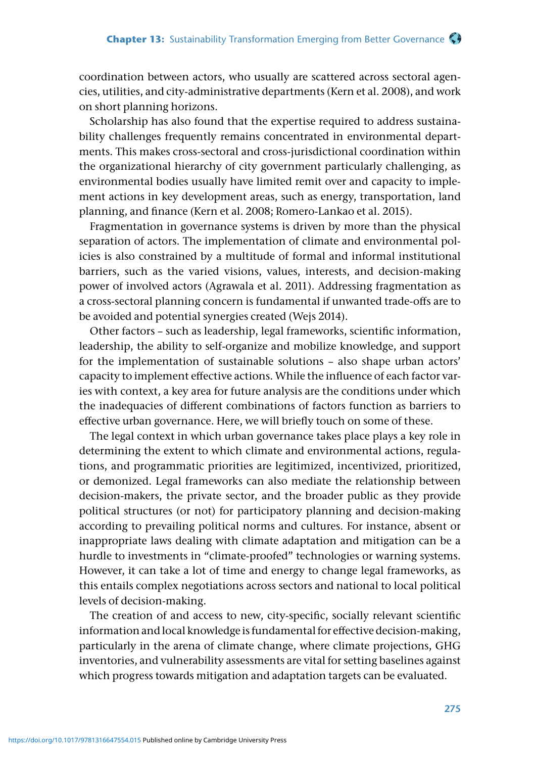coordination between actors, who usually are scattered across sectoral agencies, utilities, and city-administrative departments (Kern et al. 2008), and work on short planning horizons.

Scholarship has also found that the expertise required to address sustainability challenges frequently remains concentrated in environmental departments. This makes cross-sectoral and cross-jurisdictional coordination within the organizational hierarchy of city government particularly challenging, as environmental bodies usually have limited remit over and capacity to implement actions in key development areas, such as energy, transportation, land planning, and finance (Kern et al. 2008; Romero-Lankao et al. 2015).

Fragmentation in governance systems is driven by more than the physical separation of actors. The implementation of climate and environmental policies is also constrained by a multitude of formal and informal institutional barriers, such as the varied visions, values, interests, and decision-making power of involved actors (Agrawala et al. 2011). Addressing fragmentation as a cross-sectoral planning concern is fundamental if unwanted trade-offs are to be avoided and potential synergies created (Wejs 2014).

Other factors – such as leadership, legal frameworks, scientific information, leadership, the ability to self-organize and mobilize knowledge, and support for the implementation of sustainable solutions – also shape urban actors' capacity to implement effective actions. While the influence of each factor varies with context, a key area for future analysis are the conditions under which the inadequacies of different combinations of factors function as barriers to effective urban governance. Here, we will briefly touch on some of these.

The legal context in which urban governance takes place plays a key role in determining the extent to which climate and environmental actions, regulations, and programmatic priorities are legitimized, incentivized, prioritized, or demonized. Legal frameworks can also mediate the relationship between decision-makers, the private sector, and the broader public as they provide political structures (or not) for participatory planning and decision-making according to prevailing political norms and cultures. For instance, absent or inappropriate laws dealing with climate adaptation and mitigation can be a hurdle to investments in "climate-proofed" technologies or warning systems. However, it can take a lot of time and energy to change legal frameworks, as this entails complex negotiations across sectors and national to local political levels of decision-making.

The creation of and access to new, city-specific, socially relevant scientific information and local knowledge is fundamental for effective decision-making, particularly in the arena of climate change, where climate projections, GHG inventories, and vulnerability assessments are vital for setting baselines against which progress towards mitigation and adaptation targets can be evaluated.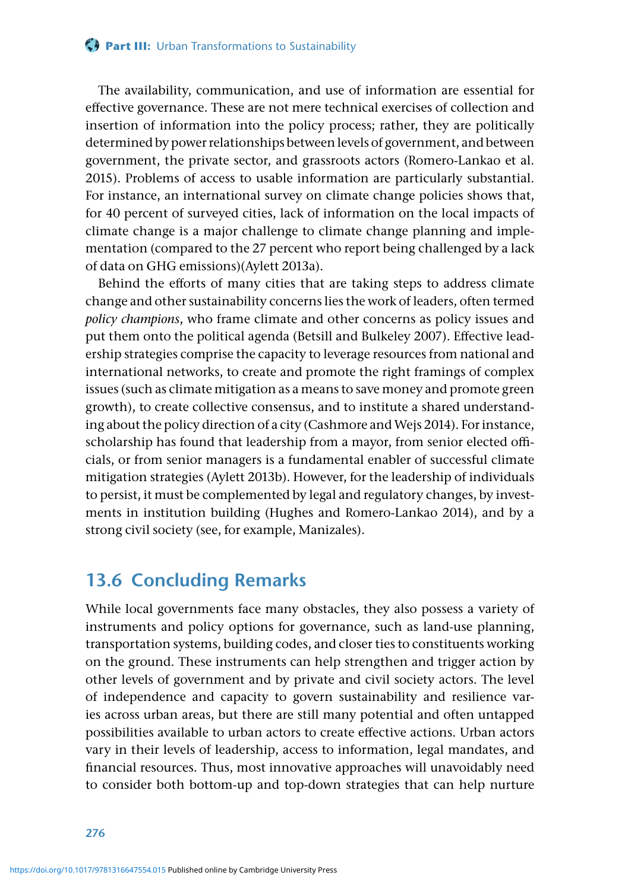The availability, communication, and use of information are essential for effective governance. These are not mere technical exercises of collection and insertion of information into the policy process; rather, they are politically determined by power relationships between levels of government, and between government, the private sector, and grassroots actors (Romero-Lankao et al. 2015). Problems of access to usable information are particularly substantial. For instance, an international survey on climate change policies shows that, for 40 percent of surveyed cities, lack of information on the local impacts of climate change is a major challenge to climate change planning and implementation (compared to the 27 percent who report being challenged by a lack of data on GHG emissions)(Aylett 2013a).

Behind the efforts of many cities that are taking steps to address climate change and other sustainability concerns lies the work of leaders, often termed *policy champions*, who frame climate and other concerns as policy issues and put them onto the political agenda (Betsill and Bulkeley 2007). Effective leadership strategies comprise the capacity to leverage resources from national and international networks, to create and promote the right framings of complex issues (such as climate mitigation as a means to save money and promote green growth), to create collective consensus, and to institute a shared understanding about the policy direction of a city (Cashmore and Wejs 2014). For instance, scholarship has found that leadership from a mayor, from senior elected officials, or from senior managers is a fundamental enabler of successful climate mitigation strategies (Aylett 2013b). However, for the leadership of individuals to persist, it must be complemented by legal and regulatory changes, by investments in institution building (Hughes and Romero-Lankao 2014), and by a strong civil society (see, for example, Manizales).

## 13.6 Concluding Remarks

While local governments face many obstacles, they also possess a variety of instruments and policy options for governance, such as land-use planning, transportation systems, building codes, and closer ties to constituents working on the ground. These instruments can help strengthen and trigger action by other levels of government and by private and civil society actors. The level of independence and capacity to govern sustainability and resilience varies across urban areas, but there are still many potential and often untapped possibilities available to urban actors to create effective actions. Urban actors vary in their levels of leadership, access to information, legal mandates, and financial resources. Thus, most innovative approaches will unavoidably need to consider both bottom-up and top-down strategies that can help nurture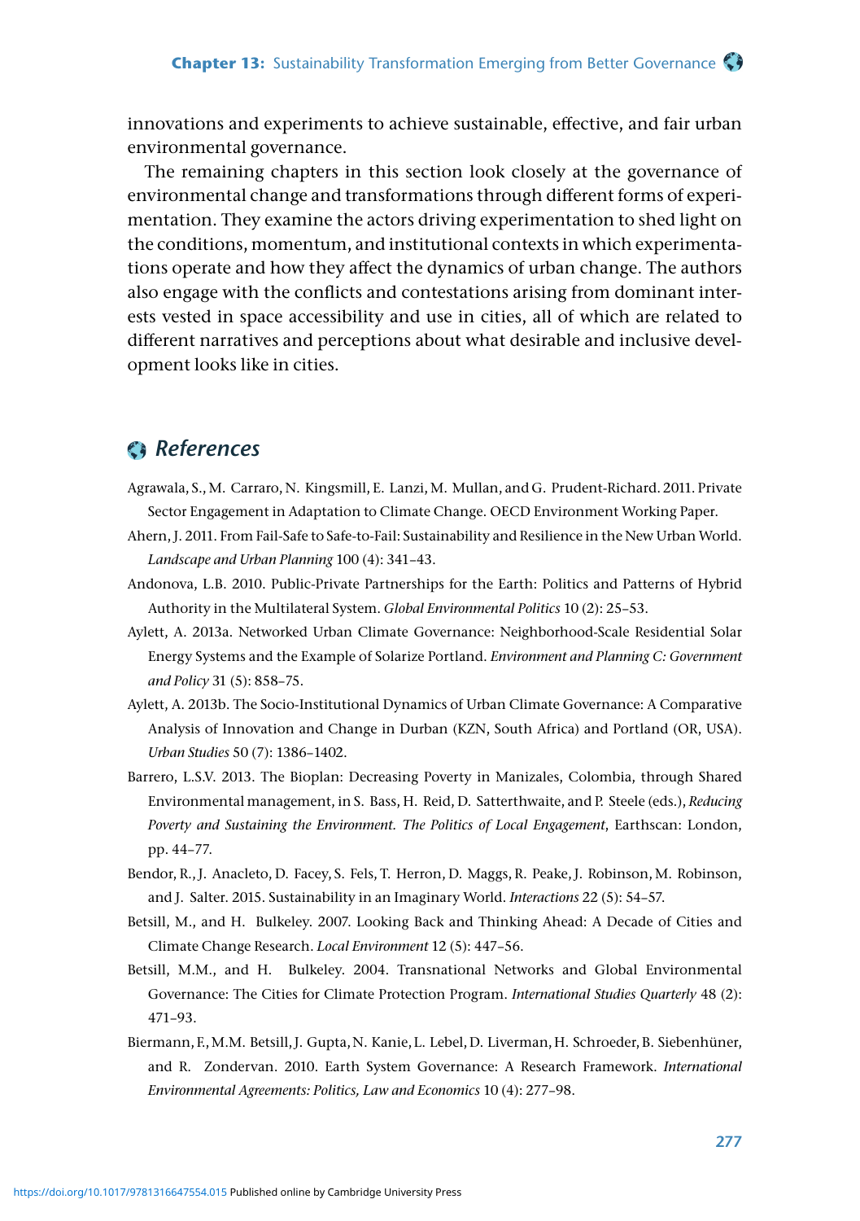innovations and experiments to achieve sustainable, effective, and fair urban environmental governance.

The remaining chapters in this section look closely at the governance of environmental change and transformations through different forms of experimentation. They examine the actors driving experimentation to shed light on the conditions, momentum, and institutional contexts in which experimentations operate and how they affect the dynamics of urban change. The authors also engage with the conflicts and contestations arising from dominant interests vested in space accessibility and use in cities, all of which are related to different narratives and perceptions about what desirable and inclusive development looks like in cities.

## *References*

Agrawala, S., M. Carraro, N. Kingsmill, E. Lanzi, M. Mullan, and G. Prudent-Richard. 2011. Private Sector Engagement in Adaptation to Climate Change. OECD Environment Working Paper.

Ahern, J. 2011. From Fail-Safe to Safe-to-Fail: Sustainability and Resilience in the New Urban World. *Landscape and Urban Planning* 100 (4): 341–43.

Andonova, L.B. 2010. Public-Private Partnerships for the Earth: Politics and Patterns of Hybrid Authority in the Multilateral System. *Global Environmental Politics* 10 (2): 25–53.

Aylett, A. 2013a. Networked Urban Climate Governance: Neighborhood-Scale Residential Solar Energy Systems and the Example of Solarize Portland. *Environment and Planning C: Government and Policy* 31 (5): 858–75.

Aylett, A. 2013b. The Socio-Institutional Dynamics of Urban Climate Governance: A Comparative Analysis of Innovation and Change in Durban (KZN, South Africa) and Portland (OR, USA). *Urban Studies* 50 (7): 1386–1402.

Barrero, L.S.V. 2013. The Bioplan: Decreasing Poverty in Manizales, Colombia, through Shared Environmental management, in S. Bass, H. Reid, D. Satterthwaite, and P. Steele (eds.), *Reducing Poverty and Sustaining the Environment. The Politics of Local Engagement*, Earthscan: London, pp. 44–77.

Bendor, R., J. Anacleto, D. Facey, S. Fels, T. Herron, D. Maggs, R. Peake, J. Robinson, M. Robinson, and J. Salter. 2015. Sustainability in an Imaginary World. *Interactions* 22 (5): 54–57.

Betsill, M., and H. Bulkeley. 2007. Looking Back and Thinking Ahead: A Decade of Cities and Climate Change Research. *Local Environment* 12 (5): 447–56.

Betsill, M.M., and H. Bulkeley. 2004. Transnational Networks and Global Environmental Governance: The Cities for Climate Protection Program. *International Studies Quarterly* 48 (2): 471–93.

Biermann, F., M.M. Betsill, J. Gupta, N. Kanie, L. Lebel, D. Liverman, H. Schroeder, B. Siebenhüner, and R. Zondervan. 2010. Earth System Governance: A Research Framework. *International Environmental Agreements: Politics, Law and Economics* 10 (4): 277–98.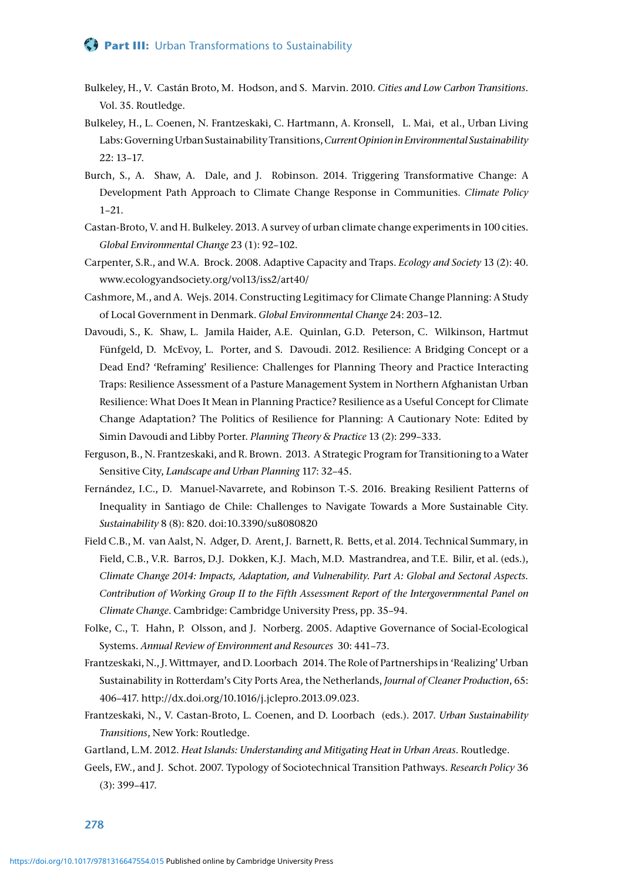Bulkeley, H., V. Castán Broto, M. Hodson, and S. Marvin. 2010. *Cities and Low Carbon Transitions*. Vol. 35. Routledge.

Bulkeley, H., L. Coenen, N. Frantzeskaki, C. Hartmann, A. Kronsell, L. Mai, et al., Urban Living Labs: Governing Urban Sustainability Transitions, *Current Opinion in Environmental Sustainability* 22: 13–17.

Burch, S., A. Shaw, A. Dale, and J. Robinson. 2014. Triggering Transformative Change: A Development Path Approach to Climate Change Response in Communities. *Climate Policy* 1–21.

Castan-Broto, V. and H. Bulkeley. 2013. A survey of urban climate change experiments in 100 cities. *Global Environmental Change* 23 (1): 92–102.

Carpenter, S.R., and W.A. Brock. 2008. Adaptive Capacity and Traps. *Ecology and Society* 13 (2): 40. www.ecologyandsociety.org/vol13/iss2/art40/

Cashmore, M., and A. Wejs. 2014. Constructing Legitimacy for Climate Change Planning: A Study of Local Government in Denmark. *Global Environmental Change* 24: 203–12.

Davoudi, S., K. Shaw, L. Jamila Haider, A.E. Quinlan, G.D. Peterson, C. Wilkinson, Hartmut Fünfgeld, D. McEvoy, L. Porter, and S. Davoudi. 2012. Resilience: A Bridging Concept or a Dead End? 'Reframing' Resilience: Challenges for Planning Theory and Practice Interacting Traps: Resilience Assessment of a Pasture Management System in Northern Afghanistan Urban Resilience: What Does It Mean in Planning Practice? Resilience as a Useful Concept for Climate Change Adaptation? The Politics of Resilience for Planning: A Cautionary Note: Edited by Simin Davoudi and Libby Porter. *Planning Theory & Practice* 13 (2): 299–333.

Ferguson, B., N. Frantzeskaki, and R. Brown. 2013. A Strategic Program for Transitioning to a Water Sensitive City, *Landscape and Urban Planning* 117: 32–45.

Fernández, I.C., D. Manuel-Navarrete, and Robinson T.-S. 2016. Breaking Resilient Patterns of Inequality in Santiago de Chile: Challenges to Navigate Towards a More Sustainable City. *Sustainability* 8 (8): 820. doi:10.3390/su8080820

Field C.B., M. van Aalst, N. Adger, D. Arent, J. Barnett, R. Betts, et al. 2014. Technical Summary, in Field, C.B., V.R. Barros, D.J. Dokken, K.J. Mach, M.D. Mastrandrea, and T.E. Bilir, et al. (eds.), *Climate Change 2014: Impacts, Adaptation, and Vulnerability. Part A: Global and Sectoral Aspects. Contribution of Working Group II to the Fifth Assessment Report of the Intergovernmental Panel on Climate Change*. Cambridge: Cambridge University Press, pp. 35–94.

Folke, C., T. Hahn, P. Olsson, and J. Norberg. 2005. Adaptive Governance of Social-Ecological Systems. *Annual Review of Environment and Resources* 30: 441–73.

Frantzeskaki, N., J. Wittmayer, and D. Loorbach 2014. The Role of Partnerships in 'Realizing' Urban Sustainability in Rotterdam's City Ports Area, the Netherlands, *Journal of Cleaner Production*, 65: 406–417. http://dx.doi.org/10.1016/j.jclepro.2013.09.023.

Frantzeskaki, N., V. Castan-Broto, L. Coenen, and D. Loorbach (eds.). 2017. *Urban Sustainability Transitions*, New York: Routledge.

Gartland, L.M. 2012. *Heat Islands: Understanding and Mitigating Heat in Urban Areas*. Routledge.

Geels, F.W., and J. Schot. 2007. Typology of Sociotechnical Transition Pathways. *Research Policy* 36 (3): 399–417.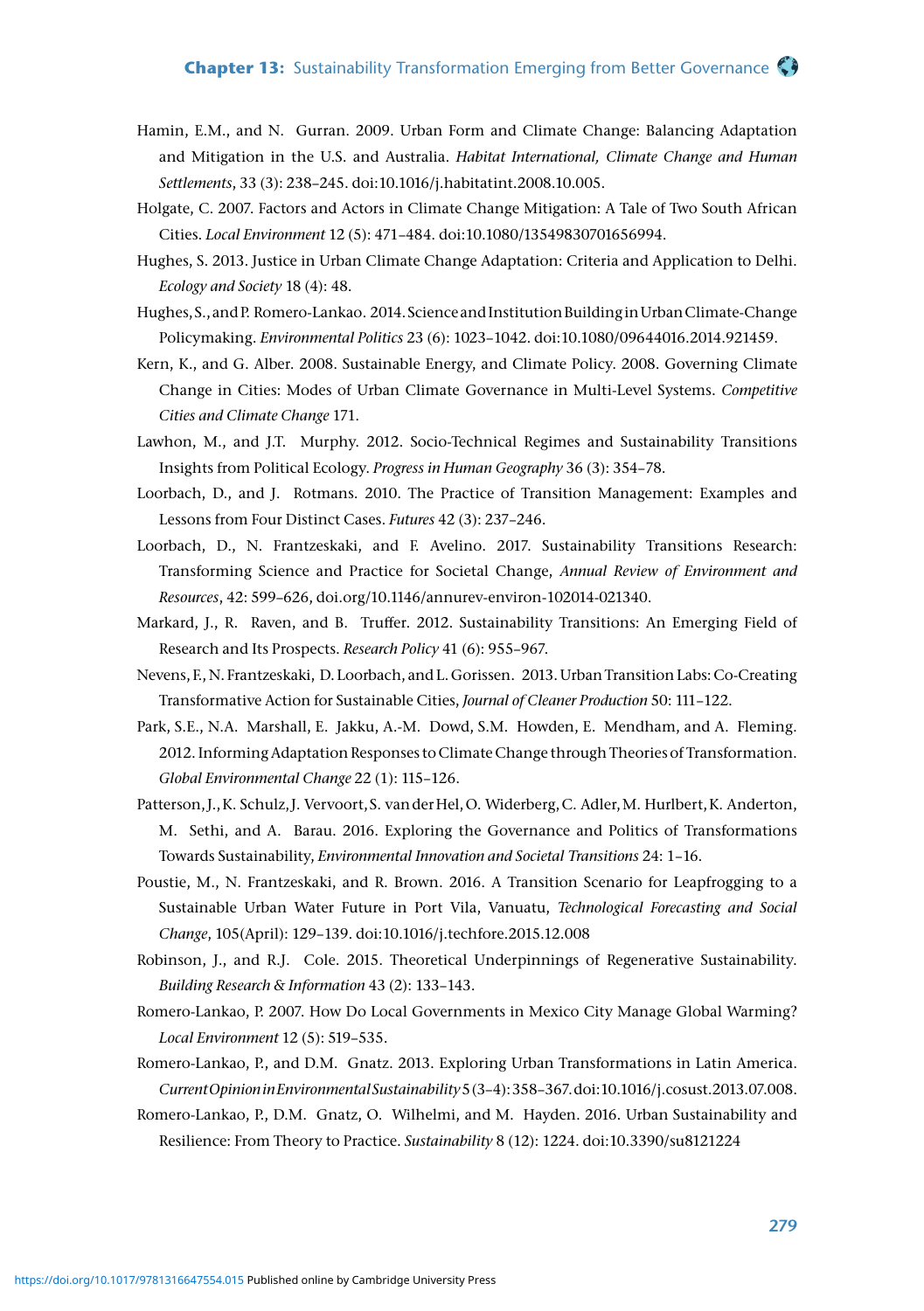Hamin, E.M., and N. Gurran. 2009. Urban Form and Climate Change: Balancing Adaptation and Mitigation in the U.S. and Australia. *Habitat International, Climate Change and Human Settlements*, 33 (3): 238–245. doi:10.1016/j.habitatint.2008.10.005.

Holgate, C. 2007. Factors and Actors in Climate Change Mitigation: A Tale of Two South African Cities. *Local Environment* 12 (5): 471–484. doi:10.1080/13549830701656994.

Hughes, S. 2013. Justice in Urban Climate Change Adaptation: Criteria and Application to Delhi. *Ecology and Society* 18 (4): 48.

Hughes, S., and P. Romero-Lankao. 2014. Science and Institution Building in Urban Climate-Change Policymaking. *Environmental Politics* 23 (6): 1023–1042. doi:10.1080/09644016.2014.921459.

Kern, K., and G. Alber. 2008. Sustainable Energy, and Climate Policy. 2008. Governing Climate Change in Cities: Modes of Urban Climate Governance in Multi-Level Systems. *Competitive Cities and Climate Change* 171.

Lawhon, M., and J.T. Murphy. 2012. Socio-Technical Regimes and Sustainability Transitions Insights from Political Ecology. *Progress in Human Geography* 36 (3): 354–78.

Loorbach, D., and J. Rotmans. 2010. The Practice of Transition Management: Examples and Lessons from Four Distinct Cases. *Futures* 42 (3): 237–246.

Loorbach, D., N. Frantzeskaki, and F. Avelino. 2017. Sustainability Transitions Research: Transforming Science and Practice for Societal Change, *Annual Review of Environment and Resources*, 42: 599–626, doi.org/10.1146/annurev-environ-102014-021340.

Markard, J., R. Raven, and B. Truffer. 2012. Sustainability Transitions: An Emerging Field of Research and Its Prospects. *Research Policy* 41 (6): 955–967.

Nevens, F., N. Frantzeskaki, D. Loorbach, and L. Gorissen. 2013. Urban Transition Labs: Co-Creating Transformative Action for Sustainable Cities, *Journal of Cleaner Production* 50: 111–122.

Park, S.E., N.A. Marshall, E. Jakku, A.-M. Dowd, S.M. Howden, E. Mendham, and A. Fleming. 2012. Informing Adaptation Responses to Climate Change through Theories of Transformation. *Global Environmental Change* 22 (1): 115–126.

Patterson, J., K. Schulz, J. Vervoort, S. van der Hel, O. Widerberg, C. Adler, M. Hurlbert, K. Anderton, M. Sethi, and A. Barau. 2016. Exploring the Governance and Politics of Transformations Towards Sustainability, *Environmental Innovation and Societal Transitions* 24: 1–16.

Poustie, M., N. Frantzeskaki, and R. Brown. 2016. A Transition Scenario for Leapfrogging to a Sustainable Urban Water Future in Port Vila, Vanuatu, *Technological Forecasting and Social Change*, 105(April): 129–139. doi:10.1016/j.techfore.2015.12.008

Robinson, J., and R.J. Cole. 2015. Theoretical Underpinnings of Regenerative Sustainability. *Building Research & Information* 43 (2): 133–143.

Romero-Lankao, P. 2007. How Do Local Governments in Mexico City Manage Global Warming? *Local Environment* 12 (5): 519–535.

Romero-Lankao, P., and D.M. Gnatz. 2013. Exploring Urban Transformations in Latin America. *Current Opinion in Environmental Sustainability* 5 (3–4): 358–367. doi:10.1016/j.cosust.2013.07.008.

Romero-Lankao, P., D.M. Gnatz, O. Wilhelmi, and M. Hayden. 2016. Urban Sustainability and Resilience: From Theory to Practice. *Sustainability* 8 (12): 1224. doi:10.3390/su8121224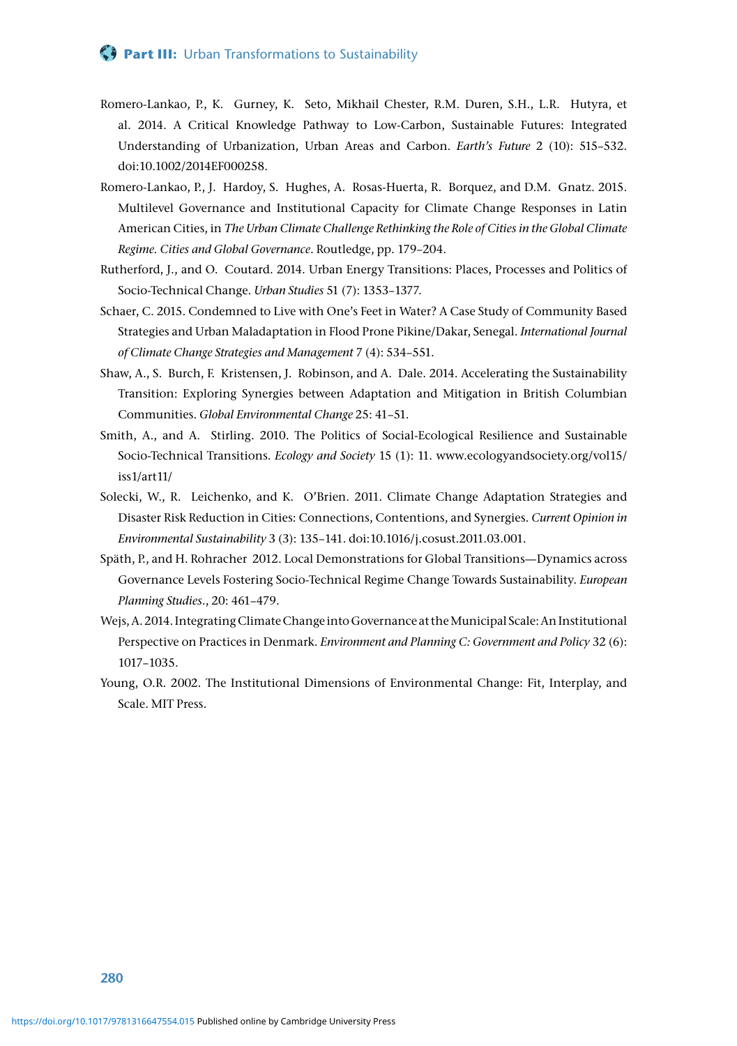Romero-Lankao, P., K. Gurney, K. Seto, Mikhail Chester, R.M. Duren, S.H., L.R. Hutyra, et al. 2014. A Critical Knowledge Pathway to Low-Carbon, Sustainable Futures: Integrated Understanding of Urbanization, Urban Areas and Carbon. *Earth's Future* 2 (10): 515–532. doi:10.1002/2014EF000258.

Romero-Lankao, P., J. Hardoy, S. Hughes, A. Rosas-Huerta, R. Borquez, and D.M. Gnatz. 2015. Multilevel Governance and Institutional Capacity for Climate Change Responses in Latin American Cities, in *The Urban Climate Challenge Rethinking the Role of Cities in the Global Climate Regime. Cities and Global Governance*. Routledge, pp. 179–204.

Rutherford, J., and O. Coutard. 2014. Urban Energy Transitions: Places, Processes and Politics of Socio-Technical Change. *Urban Studies* 51 (7): 1353–1377.

Schaer, C. 2015. Condemned to Live with One's Feet in Water? A Case Study of Community Based Strategies and Urban Maladaptation in Flood Prone Pikine/Dakar, Senegal. *International Journal of Climate Change Strategies and Management* 7 (4): 534–551.

Shaw, A., S. Burch, F. Kristensen, J. Robinson, and A. Dale. 2014. Accelerating the Sustainability Transition: Exploring Synergies between Adaptation and Mitigation in British Columbian Communities. *Global Environmental Change* 25: 41–51.

Smith, A., and A. Stirling. 2010. The Politics of Social-Ecological Resilience and Sustainable Socio-Technical Transitions. *Ecology and Society* 15 (1): 11. www.ecologyandsociety.org/vol15/iss1/art11/

Solecki, W., R. Leichenko, and K. O'Brien. 2011. Climate Change Adaptation Strategies and Disaster Risk Reduction in Cities: Connections, Contentions, and Synergies. *Current Opinion in Environmental Sustainability* 3 (3): 135–141. doi:10.1016/j.cosust.2011.03.001.

Späth, P., and H. Rohracher 2012. Local Demonstrations for Global Transitions—Dynamics across Governance Levels Fostering Socio-Technical Regime Change Towards Sustainability. *European Planning Studies.*, 20: 461–479.

Wejs, A. 2014. Integrating Climate Change into Governance at the Municipal Scale: An Institutional Perspective on Practices in Denmark. *Environment and Planning C: Government and Policy* 32 (6): 1017–1035.

Young, O.R. 2002. The Institutional Dimensions of Environmental Change: Fit, Interplay, and Scale. MIT Press.